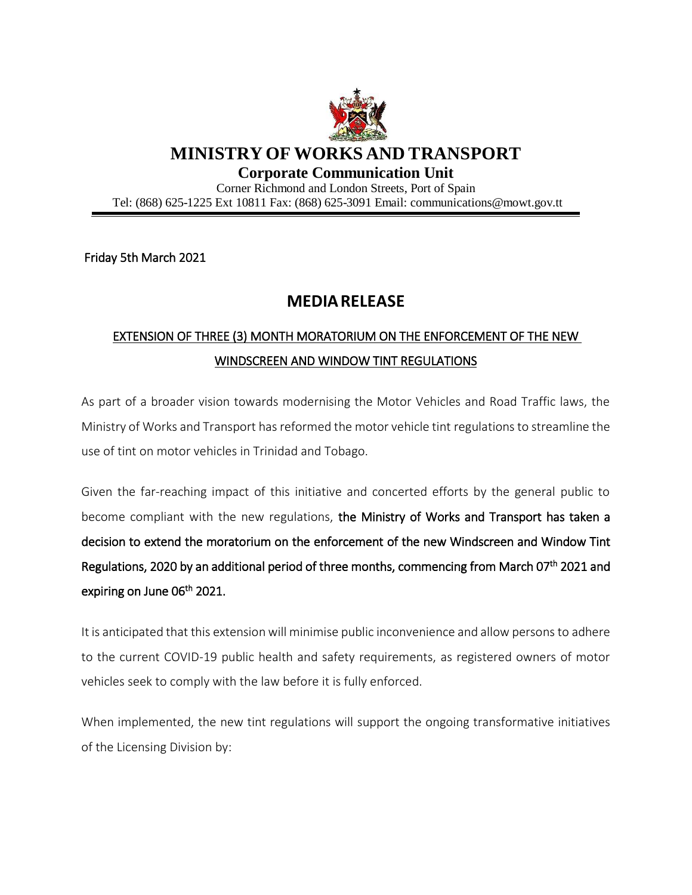# MINISTRY OF WORKS AND TRANSPORT

**Corporate Communication Unit**

Corner Richmond and London Streets, Port of Spain

Tel: (868) 625-1225 Ext 10811 Fax: (868) 625-3091 Email: communications@mowt.gov.tt

Friday 5th March 2021

## MEDIA RELEASE

### EXTENSION OF THREE (3) MONTH MORATORIUM ON THE ENFORCEMENT OF THE NEW WINDSCREEN AND WINDOW TINT REGULATIONS

As part of a broader vision towards modernising the Motor Vehicles and Road Traffic laws, the Ministry of Works and Transport has reformed the motor vehicle tint regulations to streamline the use of tint on motor vehicles in Trinidad and Tobago.

Given the far-reaching impact of this initiative and concerted efforts by the general public to become compliant with the new regulations, **the Ministry of Works and Transport has taken a decision to extend the moratorium on the enforcement of the new Windscreen and Window Tint Regulations, 2020 by an additional period of three months, commencing from March 07th 2021 and expiring on June 06th 2021.**

It is anticipated that this extension will minimise public inconvenience and allow persons to adhere to the current COVID-19 public health and safety requirements, as registered owners of motor vehicles seek to comply with the law before it is fully enforced.

When implemented, the new tint regulations will support the ongoing transformative initiatives of the Licensing Division by: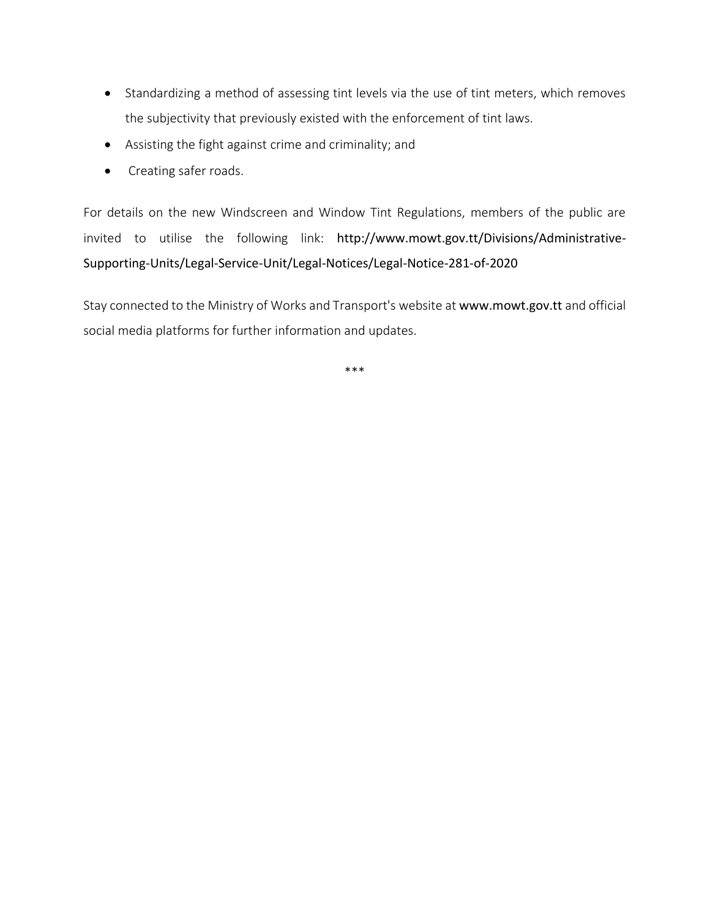- Standardizing a method of assessing tint levels via the use of tint meters, which removes the subjectivity that previously existed with the enforcement of tint laws.
- Assisting the fight against crime and criminality; and
- Creating safer roads.

For details on the new Windscreen and Window Tint Regulations, members of the public are invited to utilise the following link: http://www.mowt.gov.tt/Divisions/Administrative-Supporting-Units/Legal-Service-Unit/Legal-Notices/Legal-Notice-281-of-2020

Stay connected to the Ministry of Works and Transport's website at www.mowt.gov.tt and official social media platforms for further information and updates.

***